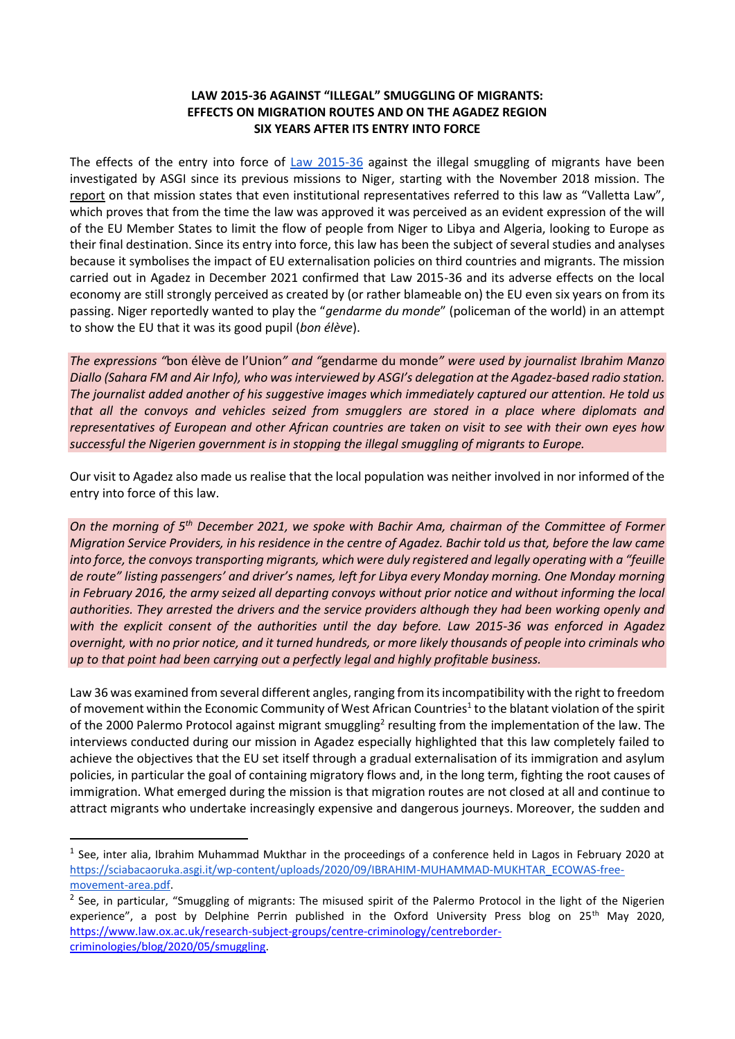**LAW 2015-36 AGAINST "ILLEGAL" SMUGGLING OF MIGRANTS: EFFECTS ON MIGRATION ROUTES AND ON THE AGADEZ REGION SIX YEARS AFTER ITS ENTRY INTO FORCE**

The effects of the entry into force of Law 2015-36 against the illegal smuggling of migrants have been investigated by ASGI since its previous missions to Niger, starting with the November 2018 mission. The report on that mission states that even institutional representatives referred to this law as "Valletta Law", which proves that from the time the law was approved it was perceived as an evident expression of the will of the EU Member States to limit the flow of people from Niger to Libya and Algeria, looking to Europe as their final destination. Since its entry into force, this law has been the subject of several studies and analyses because it symbolises the impact of EU externalisation policies on third countries and migrants. The mission carried out in Agadez in December 2021 confirmed that Law 2015-36 and its adverse effects on the local economy are still strongly perceived as created by (or rather blameable on) the EU even six years on from its passing. Niger reportedly wanted to play the "*gendarme du monde*" (policeman of the world) in an attempt to show the EU that it was its good pupil (*bon élève*).

*The expressions "*bon élève de l'Union*" and "*gendarme du monde*" were used by journalist Ibrahim Manzo Diallo (Sahara FM and Air Info), who was interviewed by ASGI's delegation at the Agadez-based radio station. The journalist added another of his suggestive images which immediately captured our attention. He told us that all the convoys and vehicles seized from smugglers are stored in a place where diplomats and representatives of European and other African countries are taken on visit to see with their own eyes how successful the Nigerien government is in stopping the illegal smuggling of migrants to Europe.*

Our visit to Agadez also made us realise that the local population was neither involved in nor informed of the entry into force of this law.

*On the morning of 5th December 2021, we spoke with Bachir Ama, chairman of the Committee of Former Migration Service Providers, in his residence in the centre of Agadez. Bachir told us that, before the law came into force, the convoys transporting migrants, which were duly registered and legally operating with a "feuille de route" listing passengers' and driver's names, left for Libya every Monday morning. One Monday morning in February 2016, the army seized all departing convoys without prior notice and without informing the local authorities. They arrested the drivers and the service providers although they had been working openly and with the explicit consent of the authorities until the day before. Law 2015-36 was enforced in Agadez overnight, with no prior notice, and it turned hundreds, or more likely thousands of people into criminals who up to that point had been carrying out a perfectly legal and highly profitable business.*

Law 36 was examined from several different angles, ranging from its incompatibility with the right to freedom of movement within the Economic Community of West African Countries[1] to the blatant violation of the spirit of the 2000 Palermo Protocol against migrant smuggling[2] resulting from the implementation of the law. The interviews conducted during our mission in Agadez especially highlighted that this law completely failed to achieve the objectives that the EU set itself through a gradual externalisation of its immigration and asylum policies, in particular the goal of containing migratory flows and, in the long term, fighting the root causes of immigration. What emerged during the mission is that migration routes are not closed at all and continue to attract migrants who undertake increasingly expensive and dangerous journeys. Moreover, the sudden and

---

[1] See, inter alia, Ibrahim Muhammad Mukthar in the proceedings of a conference held in Lagos in February 2020 at https://sciabacaoruka.asgi.it/wp-content/uploads/2020/09/IBRAHIM-MUHAMMAD-MUKHTAR_ECOWAS-free-movement-area.pdf.

[2] See, in particular, "Smuggling of migrants: The misused spirit of the Palermo Protocol in the light of the Nigerien experience", a post by Delphine Perrin published in the Oxford University Press blog on 25th May 2020, https://www.law.ox.ac.uk/research-subject-groups/centre-criminology/centreborder-criminologies/blog/2020/05/smuggling.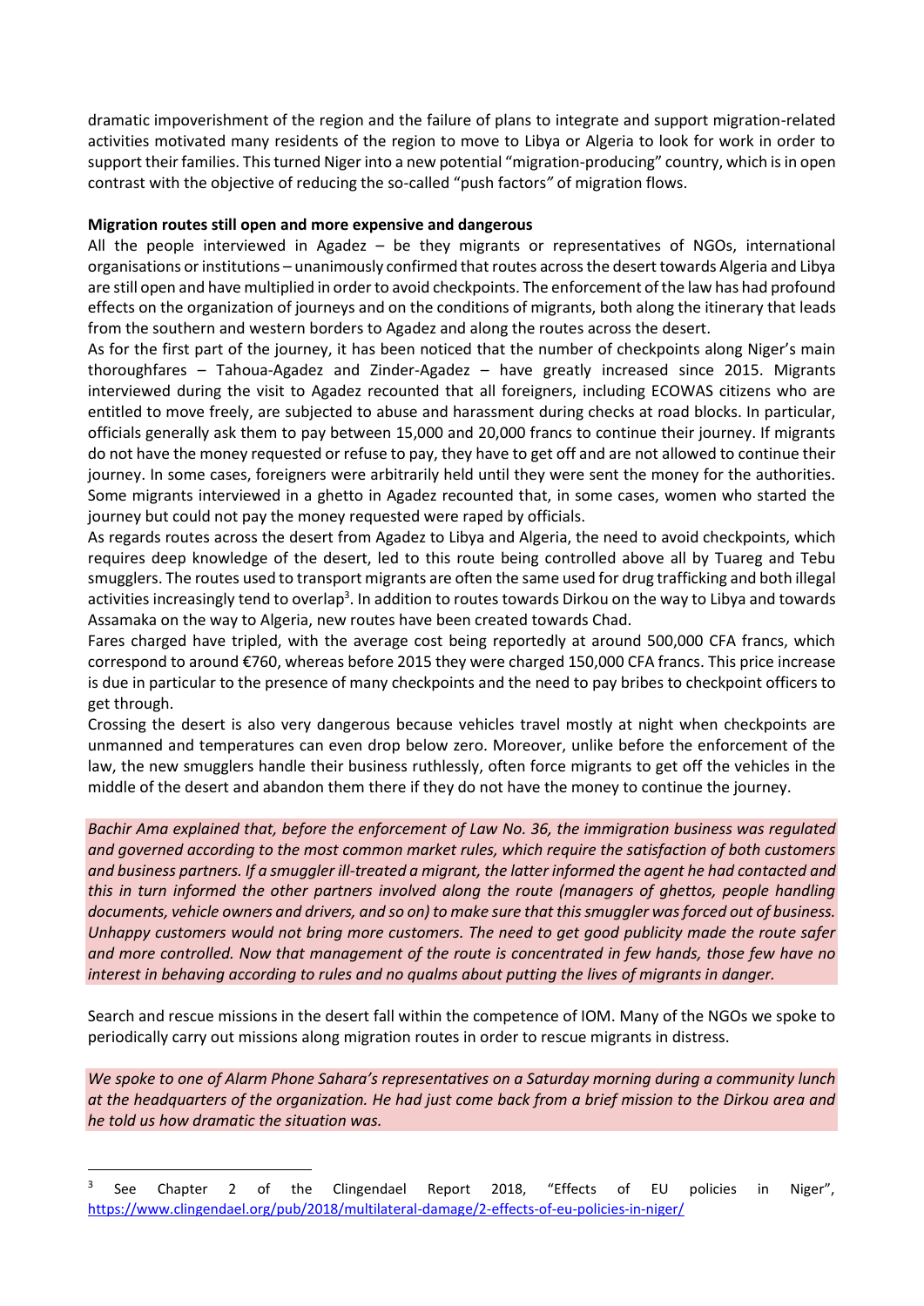dramatic impoverishment of the region and the failure of plans to integrate and support migration-related activities motivated many residents of the region to move to Libya or Algeria to look for work in order to support their families. This turned Niger into a new potential "migration-producing" country, which is in open contrast with the objective of reducing the so-called "push factors" of migration flows.

**Migration routes still open and more expensive and dangerous**

All the people interviewed in Agadez – be they migrants or representatives of NGOs, international organisations or institutions – unanimously confirmed that routes across the desert towards Algeria and Libya are still open and have multiplied in order to avoid checkpoints. The enforcement of the law has had profound effects on the organization of journeys and on the conditions of migrants, both along the itinerary that leads from the southern and western borders to Agadez and along the routes across the desert.

As for the first part of the journey, it has been noticed that the number of checkpoints along Niger's main thoroughfares – Tahoua-Agadez and Zinder-Agadez – have greatly increased since 2015. Migrants interviewed during the visit to Agadez recounted that all foreigners, including ECOWAS citizens who are entitled to move freely, are subjected to abuse and harassment during checks at road blocks. In particular, officials generally ask them to pay between 15,000 and 20,000 francs to continue their journey. If migrants do not have the money requested or refuse to pay, they have to get off and are not allowed to continue their journey. In some cases, foreigners were arbitrarily held until they were sent the money for the authorities. Some migrants interviewed in a ghetto in Agadez recounted that, in some cases, women who started the journey but could not pay the money requested were raped by officials.

As regards routes across the desert from Agadez to Libya and Algeria, the need to avoid checkpoints, which requires deep knowledge of the desert, led to this route being controlled above all by Tuareg and Tebu smugglers. The routes used to transport migrants are often the same used for drug trafficking and both illegal activities increasingly tend to overlap[3]. In addition to routes towards Dirkou on the way to Libya and towards Assamaka on the way to Algeria, new routes have been created towards Chad.

Fares charged have tripled, with the average cost being reportedly at around 500,000 CFA francs, which correspond to around €760, whereas before 2015 they were charged 150,000 CFA francs. This price increase is due in particular to the presence of many checkpoints and the need to pay bribes to checkpoint officers to get through.

Crossing the desert is also very dangerous because vehicles travel mostly at night when checkpoints are unmanned and temperatures can even drop below zero. Moreover, unlike before the enforcement of the law, the new smugglers handle their business ruthlessly, often force migrants to get off the vehicles in the middle of the desert and abandon them there if they do not have the money to continue the journey.

*Bachir Ama explained that, before the enforcement of Law No. 36, the immigration business was regulated and governed according to the most common market rules, which require the satisfaction of both customers and business partners. If a smuggler ill-treated a migrant, the latter informed the agent he had contacted and this in turn informed the other partners involved along the route (managers of ghettos, people handling documents, vehicle owners and drivers, and so on) to make sure that this smuggler was forced out of business. Unhappy customers would not bring more customers. The need to get good publicity made the route safer and more controlled. Now that management of the route is concentrated in few hands, those few have no interest in behaving according to rules and no qualms about putting the lives of migrants in danger.*

Search and rescue missions in the desert fall within the competence of IOM. Many of the NGOs we spoke to periodically carry out missions along migration routes in order to rescue migrants in distress.

*We spoke to one of Alarm Phone Sahara's representatives on a Saturday morning during a community lunch at the headquarters of the organization. He had just come back from a brief mission to the Dirkou area and he told us how dramatic the situation was.*

---

[3] See Chapter 2 of the Clingendael Report 2018, "Effects of EU policies in Niger", https://www.clingendael.org/pub/2018/multilateral-damage/2-effects-of-eu-policies-in-niger/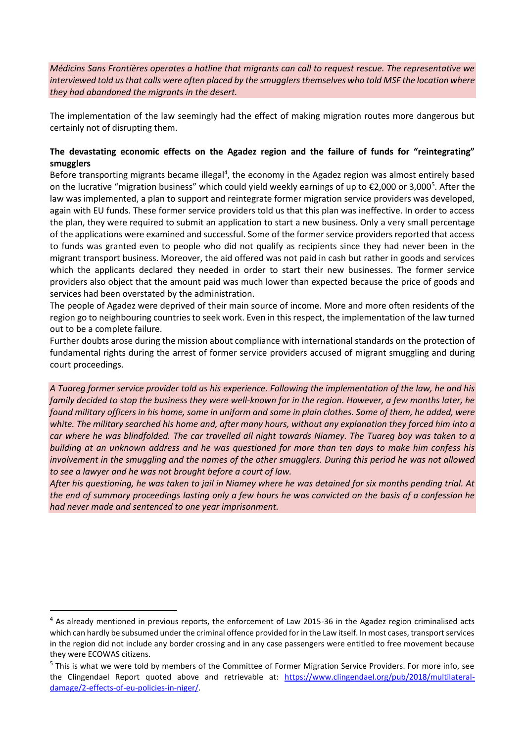*Médicins Sans Frontières operates a hotline that migrants can call to request rescue. The representative we interviewed told us that calls were often placed by the smugglers themselves who told MSF the location where they had abandoned the migrants in the desert.*

The implementation of the law seemingly had the effect of making migration routes more dangerous but certainly not of disrupting them.

**The devastating economic effects on the Agadez region and the failure of funds for "reintegrating" smugglers**

Before transporting migrants became illegal[4], the economy in the Agadez region was almost entirely based on the lucrative "migration business" which could yield weekly earnings of up to €2,000 or 3,000[5]. After the law was implemented, a plan to support and reintegrate former migration service providers was developed, again with EU funds. These former service providers told us that this plan was ineffective. In order to access the plan, they were required to submit an application to start a new business. Only a very small percentage of the applications were examined and successful. Some of the former service providers reported that access to funds was granted even to people who did not qualify as recipients since they had never been in the migrant transport business. Moreover, the aid offered was not paid in cash but rather in goods and services which the applicants declared they needed in order to start their new businesses. The former service providers also object that the amount paid was much lower than expected because the price of goods and services had been overstated by the administration.

The people of Agadez were deprived of their main source of income. More and more often residents of the region go to neighbouring countries to seek work. Even in this respect, the implementation of the law turned out to be a complete failure.

Further doubts arose during the mission about compliance with international standards on the protection of fundamental rights during the arrest of former service providers accused of migrant smuggling and during court proceedings.

*A Tuareg former service provider told us his experience. Following the implementation of the law, he and his family decided to stop the business they were well-known for in the region. However, a few months later, he found military officers in his home, some in uniform and some in plain clothes. Some of them, he added, were white. The military searched his home and, after many hours, without any explanation they forced him into a car where he was blindfolded. The car travelled all night towards Niamey. The Tuareg boy was taken to a building at an unknown address and he was questioned for more than ten days to make him confess his involvement in the smuggling and the names of the other smugglers. During this period he was not allowed to see a lawyer and he was not brought before a court of law.*

*After his questioning, he was taken to jail in Niamey where he was detained for six months pending trial. At the end of summary proceedings lasting only a few hours he was convicted on the basis of a confession he had never made and sentenced to one year imprisonment.*

---

[4] As already mentioned in previous reports, the enforcement of Law 2015-36 in the Agadez region criminalised acts which can hardly be subsumed under the criminal offence provided for in the Law itself. In most cases, transport services in the region did not include any border crossing and in any case passengers were entitled to free movement because they were ECOWAS citizens.

[5] This is what we were told by members of the Committee of Former Migration Service Providers. For more info, see the Clingendael Report quoted above and retrievable at: https://www.clingendael.org/pub/2018/multilateral-damage/2-effects-of-eu-policies-in-niger/.